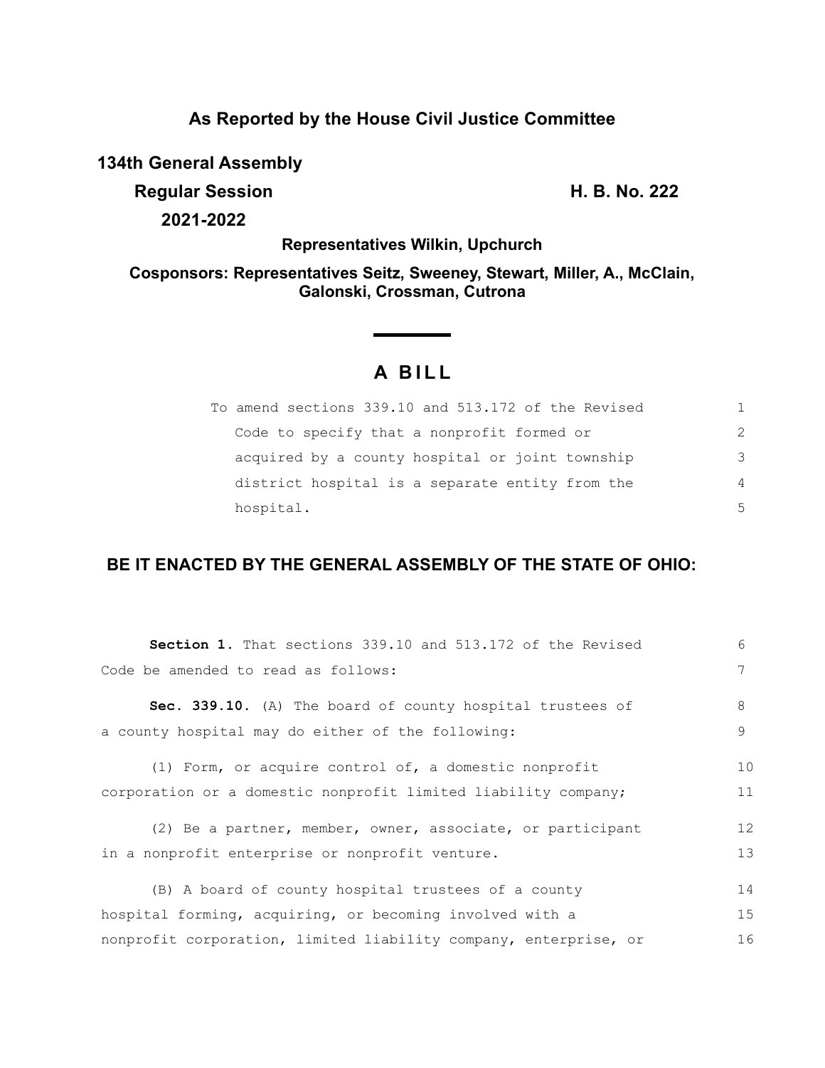**As Reported by the House Civil Justice Committee**

**134th General Assembly**

**Regular Session** **H. B. No. 222**

**2021-2022**

**Representatives Wilkin, Upchurch**

**Cosponsors: Representatives Seitz, Sweeney, Stewart, Miller, A., McClain, Galonski, Crossman, Cutrona**

# A BILL

To amend sections 339.10 and 513.172 of the Revised Code to specify that a nonprofit formed or acquired by a county hospital or joint township district hospital is a separate entity from the hospital.

## BE IT ENACTED BY THE GENERAL ASSEMBLY OF THE STATE OF OHIO:

**Section 1.** That sections 339.10 and 513.172 of the Revised Code be amended to read as follows:

**Sec. 339.10.** (A) The board of county hospital trustees of a county hospital may do either of the following:

(1) Form, or acquire control of, a domestic nonprofit corporation or a domestic nonprofit limited liability company;

(2) Be a partner, member, owner, associate, or participant in a nonprofit enterprise or nonprofit venture.

(B) A board of county hospital trustees of a county hospital forming, acquiring, or becoming involved with a nonprofit corporation, limited liability company, enterprise, or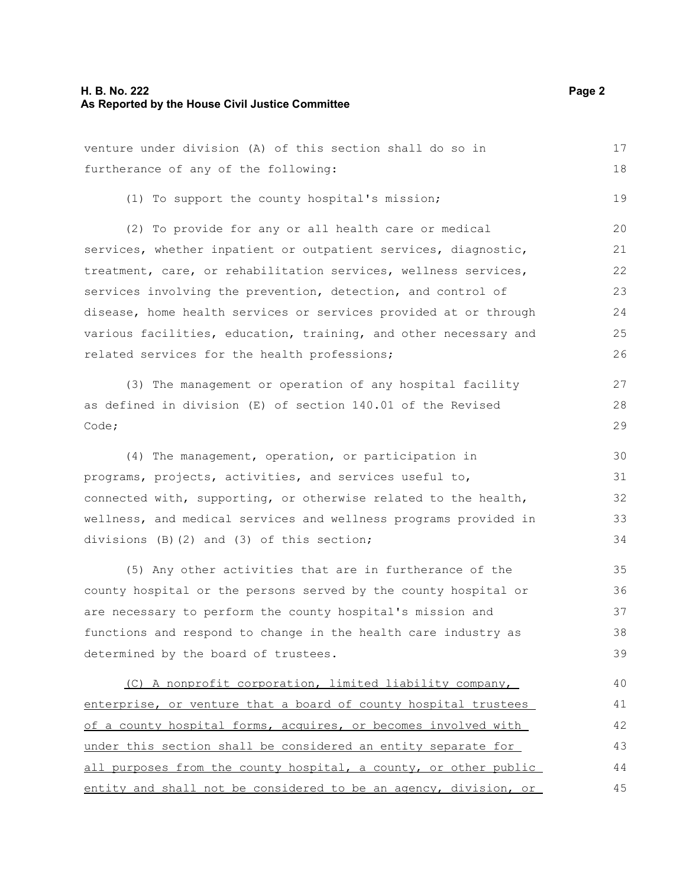venture under division (A) of this section shall do so in furtherance of any of the following:

(1) To support the county hospital's mission;

(2) To provide for any or all health care or medical services, whether inpatient or outpatient services, diagnostic, treatment, care, or rehabilitation services, wellness services, services involving the prevention, detection, and control of disease, home health services or services provided at or through various facilities, education, training, and other necessary and related services for the health professions;

(3) The management or operation of any hospital facility as defined in division (E) of section 140.01 of the Revised Code;

(4) The management, operation, or participation in programs, projects, activities, and services useful to, connected with, supporting, or otherwise related to the health, wellness, and medical services and wellness programs provided in divisions (B)(2) and (3) of this section;

(5) Any other activities that are in furtherance of the county hospital or the persons served by the county hospital or are necessary to perform the county hospital's mission and functions and respond to change in the health care industry as determined by the board of trustees.

<u>(C) A nonprofit corporation, limited liability company, enterprise, or venture that a board of county hospital trustees of a county hospital forms, acquires, or becomes involved with under this section shall be considered an entity separate for all purposes from the county hospital, a county, or other public entity and shall not be considered to be an agency, division, or</u>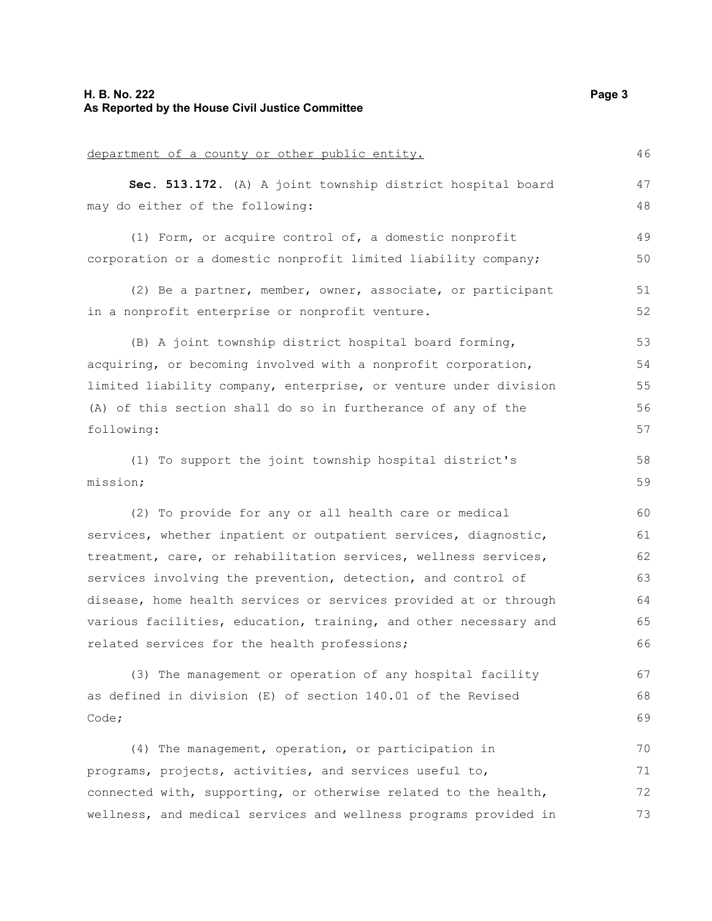department of a county or other public entity.

**Sec. 513.172.** (A) A joint township district hospital board may do either of the following:

(1) Form, or acquire control of, a domestic nonprofit corporation or a domestic nonprofit limited liability company;

(2) Be a partner, member, owner, associate, or participant in a nonprofit enterprise or nonprofit venture.

(B) A joint township district hospital board forming, acquiring, or becoming involved with a nonprofit corporation, limited liability company, enterprise, or venture under division (A) of this section shall do so in furtherance of any of the following:

(1) To support the joint township hospital district's mission;

(2) To provide for any or all health care or medical services, whether inpatient or outpatient services, diagnostic, treatment, care, or rehabilitation services, wellness services, services involving the prevention, detection, and control of disease, home health services or services provided at or through various facilities, education, training, and other necessary and related services for the health professions;

(3) The management or operation of any hospital facility as defined in division (E) of section 140.01 of the Revised Code;

(4) The management, operation, or participation in programs, projects, activities, and services useful to, connected with, supporting, or otherwise related to the health, wellness, and medical services and wellness programs provided in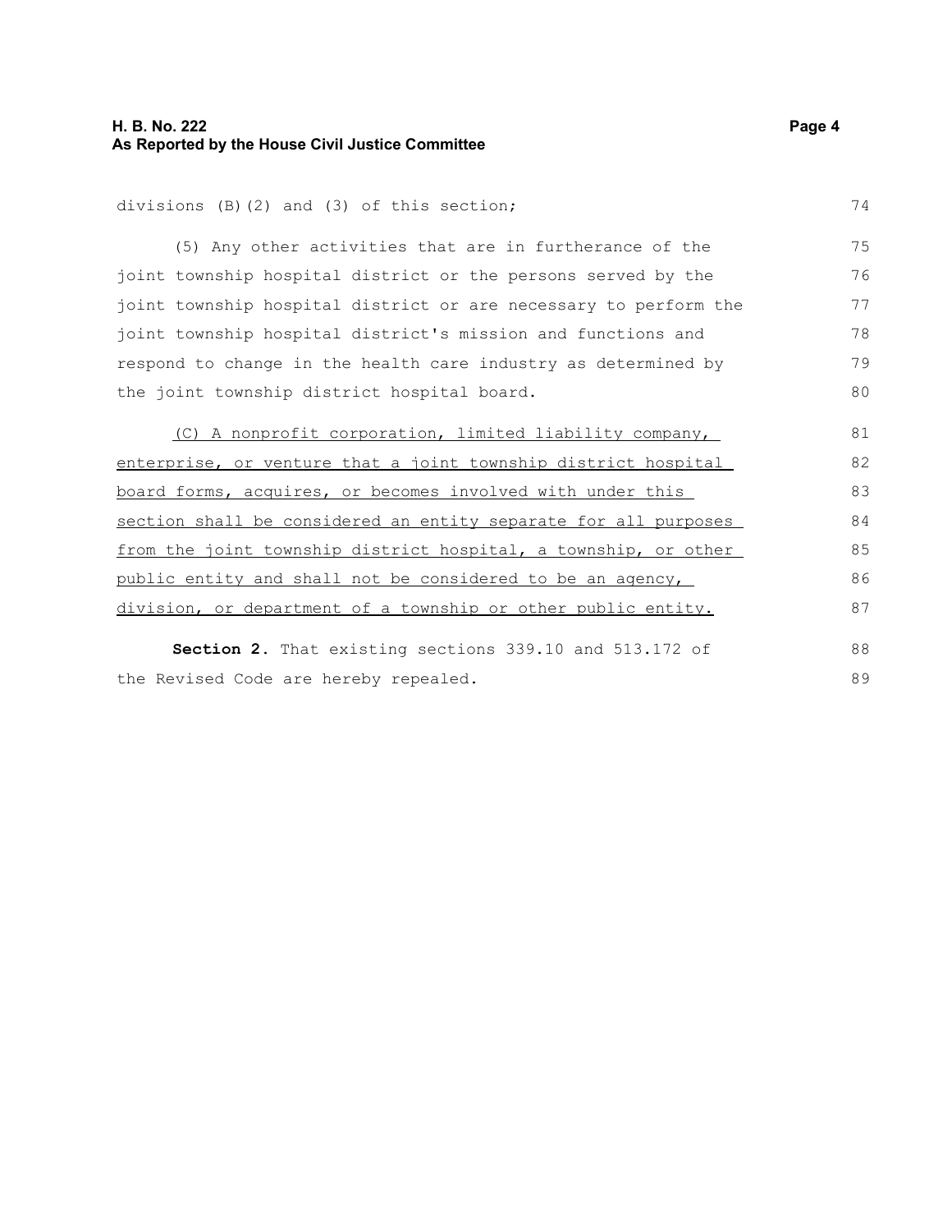divisions (B)(2) and (3) of this section;

(5) Any other activities that are in furtherance of the joint township hospital district or the persons served by the joint township hospital district or are necessary to perform the joint township hospital district's mission and functions and respond to change in the health care industry as determined by the joint township district hospital board.

(C) A nonprofit corporation, limited liability company, enterprise, or venture that a joint township district hospital board forms, acquires, or becomes involved with under this section shall be considered an entity separate for all purposes from the joint township district hospital, a township, or other public entity and shall not be considered to be an agency, division, or department of a township or other public entity.

**Section 2.** That existing sections 339.10 and 513.172 of the Revised Code are hereby repealed.